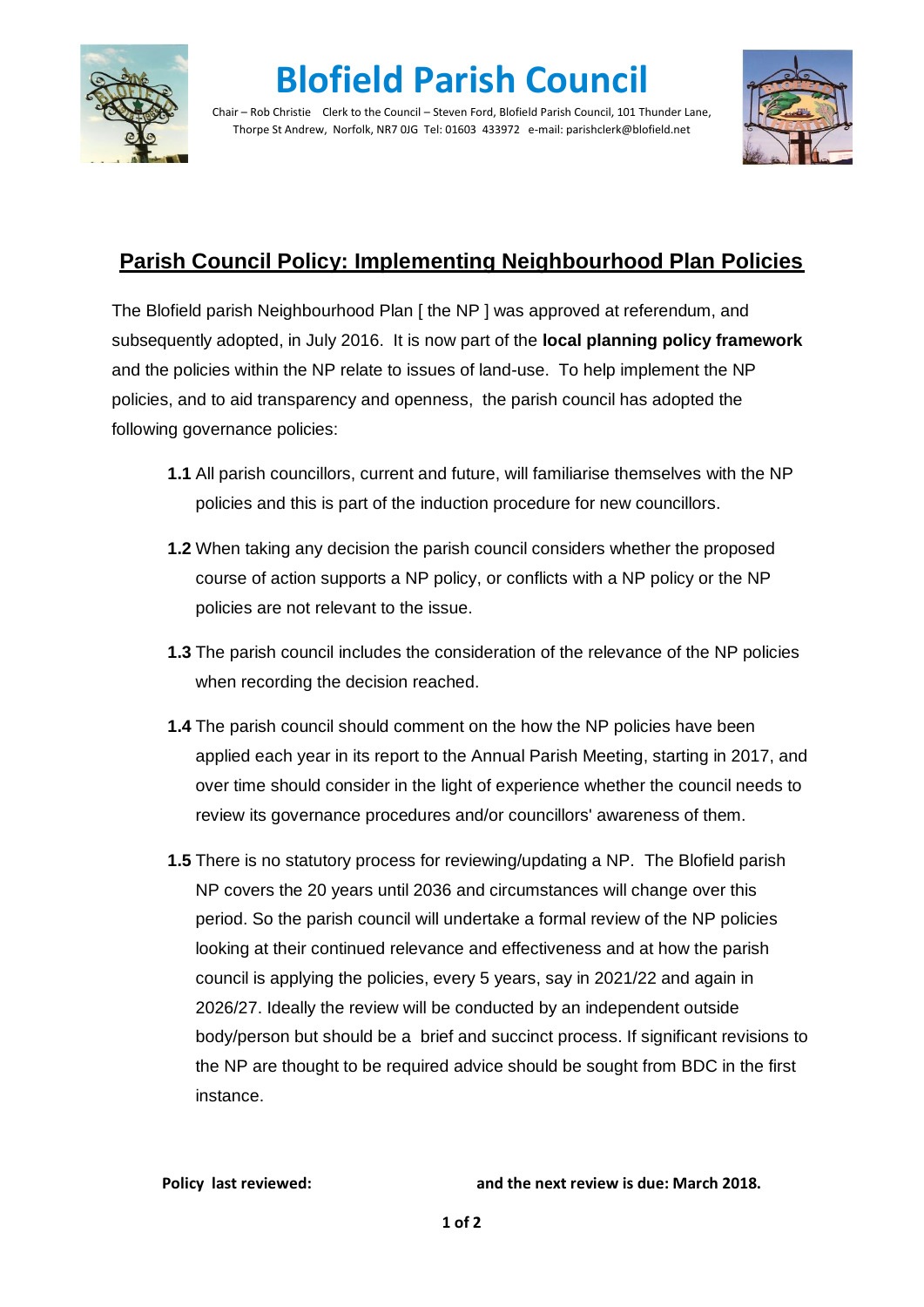# Blofield Parish Council

Chair – Rob Christie  Clerk to the Council – Steven Ford, Blofield Parish Council, 101 Thunder Lane, Thorpe St Andrew, Norfolk, NR7 0JG Tel: 01603 433972 e-mail: parishclerk@blofield.net

## Parish Council Policy: Implementing Neighbourhood Plan Policies

The Blofield parish Neighbourhood Plan [ the NP ] was approved at referendum, and subsequently adopted, in July 2016. It is now part of the **local planning policy framework** and the policies within the NP relate to issues of land-use. To help implement the NP policies, and to aid transparency and openness, the parish council has adopted the following governance policies:

**1.1** All parish councillors, current and future, will familiarise themselves with the NP policies and this is part of the induction procedure for new councillors.

**1.2** When taking any decision the parish council considers whether the proposed course of action supports a NP policy, or conflicts with a NP policy or the NP policies are not relevant to the issue.

**1.3** The parish council includes the consideration of the relevance of the NP policies when recording the decision reached.

**1.4** The parish council should comment on the how the NP policies have been applied each year in its report to the Annual Parish Meeting, starting in 2017, and over time should consider in the light of experience whether the council needs to review its governance procedures and/or councillors' awareness of them.

**1.5** There is no statutory process for reviewing/updating a NP. The Blofield parish NP covers the 20 years until 2036 and circumstances will change over this period. So the parish council will undertake a formal review of the NP policies looking at their continued relevance and effectiveness and at how the parish council is applying the policies, every 5 years, say in 2021/22 and again in 2026/27. Ideally the review will be conducted by an independent outside body/person but should be a brief and succinct process. If significant revisions to the NP are thought to be required advice should be sought from BDC in the first instance.

**Policy last reviewed:** **and the next review is due: March 2018.**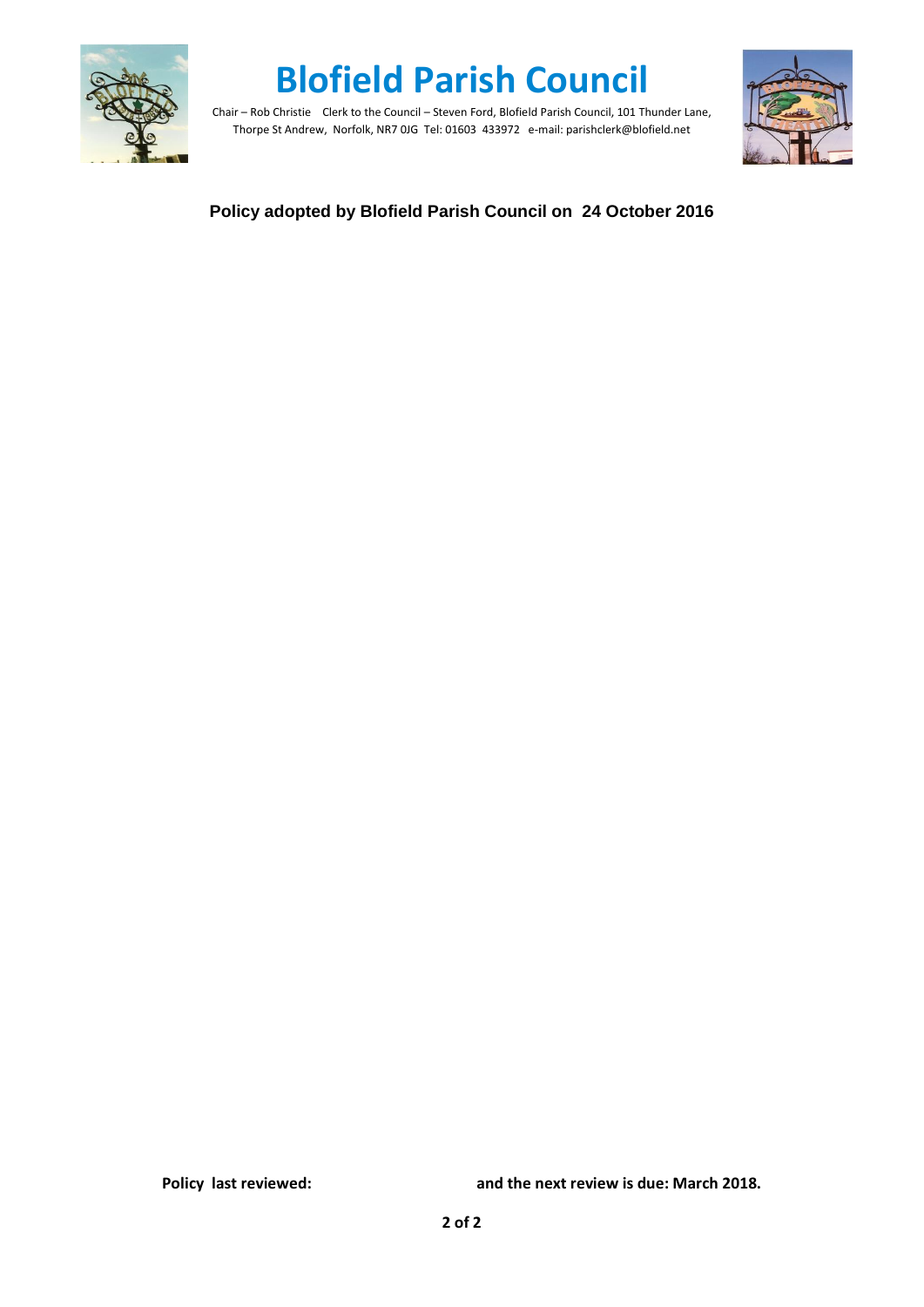# Blofield Parish Council

Chair – Rob Christie  Clerk to the Council – Steven Ford, Blofield Parish Council, 101 Thunder Lane, Thorpe St Andrew, Norfolk, NR7 0JG Tel: 01603 433972 e-mail: parishclerk@blofield.net

**Policy adopted by Blofield Parish Council on 24 October 2016**

**Policy last reviewed:** **and the next review is due: March 2018.**